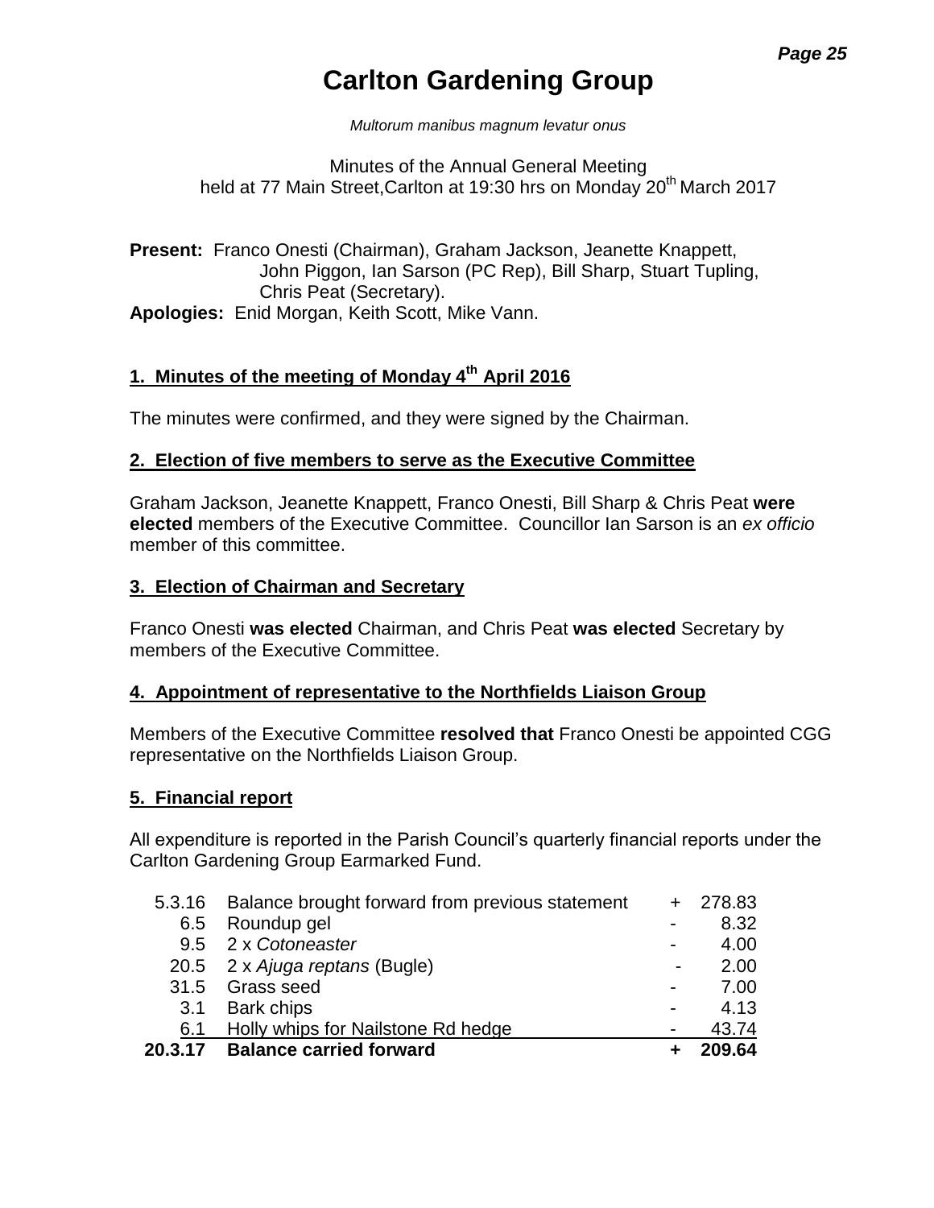# Carlton Gardening Group

*Multorum manibus magnum levatur onus*

Minutes of the Annual General Meeting
held at 77 Main Street,Carlton at 19:30 hrs on Monday 20th March 2017

**Present:** Franco Onesti (Chairman), Graham Jackson, Jeanette Knappett, John Piggon, Ian Sarson (PC Rep), Bill Sharp, Stuart Tupling, Chris Peat (Secretary).
**Apologies:** Enid Morgan, Keith Scott, Mike Vann.

## 1. Minutes of the meeting of Monday 4th April 2016

The minutes were confirmed, and they were signed by the Chairman.

## 2. Election of five members to serve as the Executive Committee

Graham Jackson, Jeanette Knappett, Franco Onesti, Bill Sharp & Chris Peat **were elected** members of the Executive Committee. Councillor Ian Sarson is an *ex officio* member of this committee.

## 3. Election of Chairman and Secretary

Franco Onesti **was elected** Chairman, and Chris Peat **was elected** Secretary by members of the Executive Committee.

## 4. Appointment of representative to the Northfields Liaison Group

Members of the Executive Committee **resolved that** Franco Onesti be appointed CGG representative on the Northfields Liaison Group.

## 5. Financial report

All expenditure is reported in the Parish Council's quarterly financial reports under the Carlton Gardening Group Earmarked Fund.

| | | | |
|---|---|---|---|
| 5.3.16 | Balance brought forward from previous statement | + | 278.83 |
| 6.5 | Roundup gel | - | 8.32 |
| 9.5 | 2 x *Cotoneaster* | - | 4.00 |
| 20.5 | 2 x *Ajuga reptans* (Bugle) | - | 2.00 |
| 31.5 | Grass seed | - | 7.00 |
| 3.1 | Bark chips | - | 4.13 |
| 6.1 | Holly whips for Nailstone Rd hedge | - | 43.74 |
| **20.3.17** | **Balance carried forward** | **+** | **209.64** |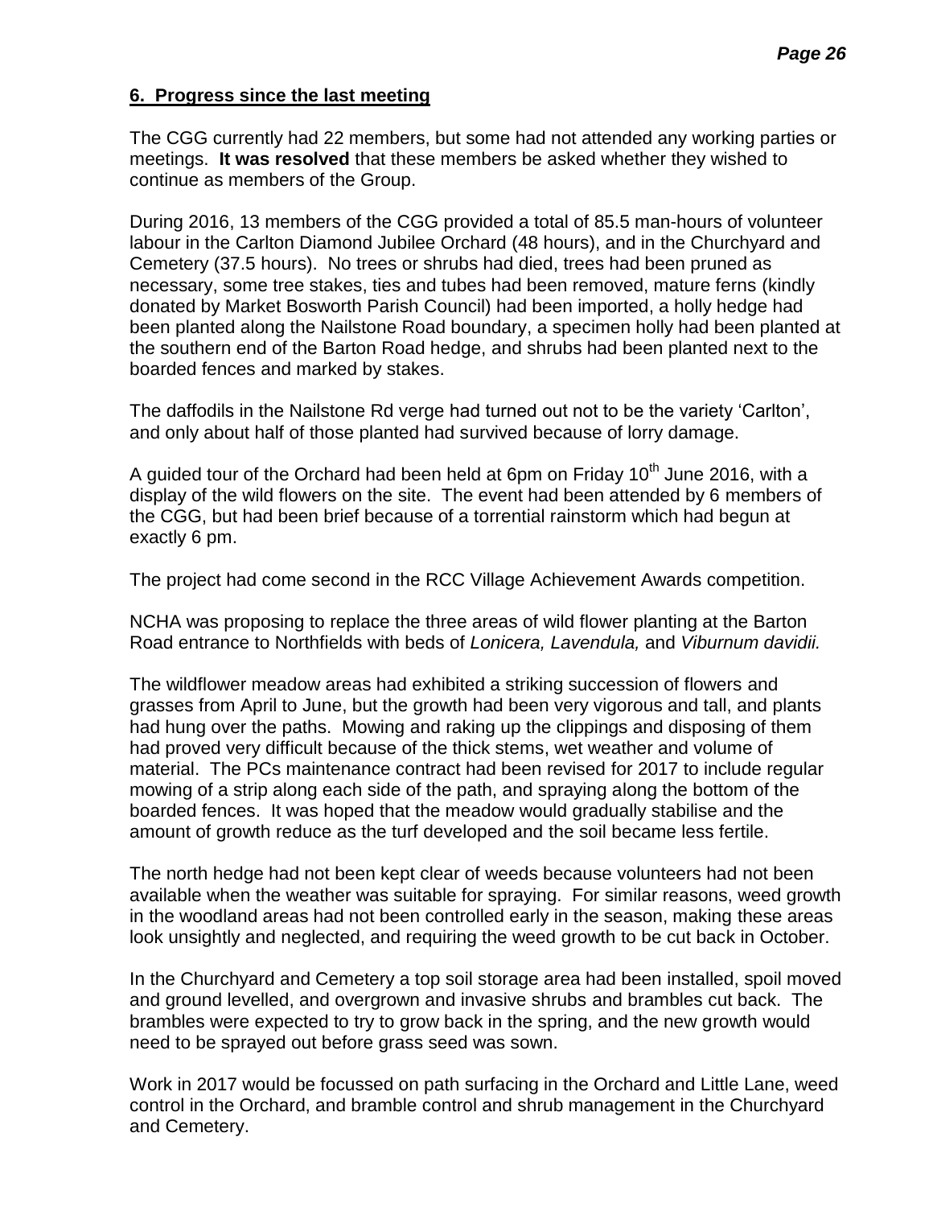## 6. Progress since the last meeting

The CGG currently had 22 members, but some had not attended any working parties or meetings. **It was resolved** that these members be asked whether they wished to continue as members of the Group.

During 2016, 13 members of the CGG provided a total of 85.5 man-hours of volunteer labour in the Carlton Diamond Jubilee Orchard (48 hours), and in the Churchyard and Cemetery (37.5 hours). No trees or shrubs had died, trees had been pruned as necessary, some tree stakes, ties and tubes had been removed, mature ferns (kindly donated by Market Bosworth Parish Council) had been imported, a holly hedge had been planted along the Nailstone Road boundary, a specimen holly had been planted at the southern end of the Barton Road hedge, and shrubs had been planted next to the boarded fences and marked by stakes.

The daffodils in the Nailstone Rd verge had turned out not to be the variety 'Carlton', and only about half of those planted had survived because of lorry damage.

A guided tour of the Orchard had been held at 6pm on Friday 10th June 2016, with a display of the wild flowers on the site. The event had been attended by 6 members of the CGG, but had been brief because of a torrential rainstorm which had begun at exactly 6 pm.

The project had come second in the RCC Village Achievement Awards competition.

NCHA was proposing to replace the three areas of wild flower planting at the Barton Road entrance to Northfields with beds of *Lonicera, Lavendula,* and *Viburnum davidii.*

The wildflower meadow areas had exhibited a striking succession of flowers and grasses from April to June, but the growth had been very vigorous and tall, and plants had hung over the paths. Mowing and raking up the clippings and disposing of them had proved very difficult because of the thick stems, wet weather and volume of material. The PCs maintenance contract had been revised for 2017 to include regular mowing of a strip along each side of the path, and spraying along the bottom of the boarded fences. It was hoped that the meadow would gradually stabilise and the amount of growth reduce as the turf developed and the soil became less fertile.

The north hedge had not been kept clear of weeds because volunteers had not been available when the weather was suitable for spraying. For similar reasons, weed growth in the woodland areas had not been controlled early in the season, making these areas look unsightly and neglected, and requiring the weed growth to be cut back in October.

In the Churchyard and Cemetery a top soil storage area had been installed, spoil moved and ground levelled, and overgrown and invasive shrubs and brambles cut back. The brambles were expected to try to grow back in the spring, and the new growth would need to be sprayed out before grass seed was sown.

Work in 2017 would be focussed on path surfacing in the Orchard and Little Lane, weed control in the Orchard, and bramble control and shrub management in the Churchyard and Cemetery.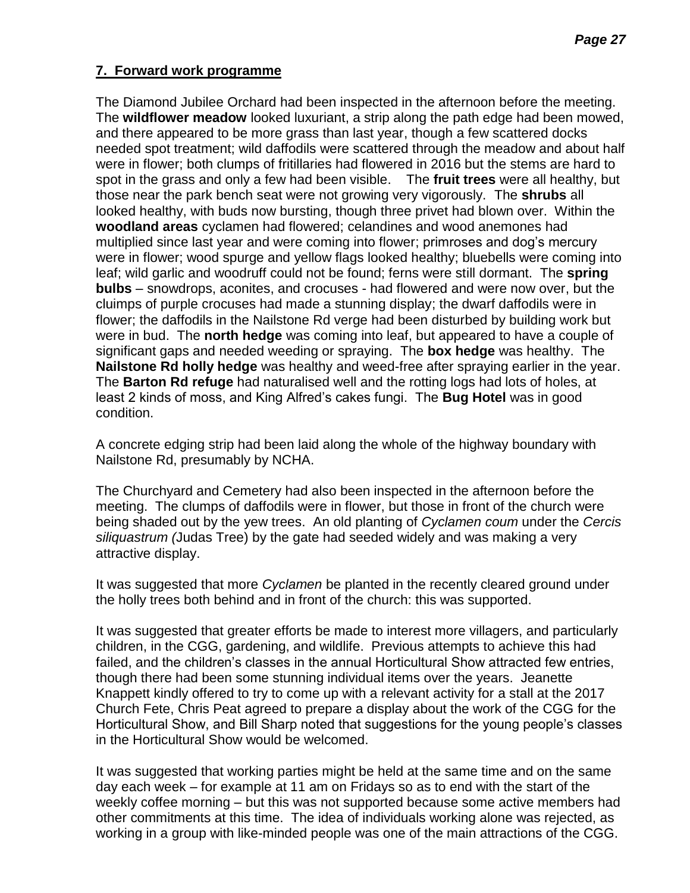## 7. Forward work programme

The Diamond Jubilee Orchard had been inspected in the afternoon before the meeting. The **wildflower meadow** looked luxuriant, a strip along the path edge had been mowed, and there appeared to be more grass than last year, though a few scattered docks needed spot treatment; wild daffodils were scattered through the meadow and about half were in flower; both clumps of fritillaries had flowered in 2016 but the stems are hard to spot in the grass and only a few had been visible. The **fruit trees** were all healthy, but those near the park bench seat were not growing very vigorously. The **shrubs** all looked healthy, with buds now bursting, though three privet had blown over. Within the **woodland areas** cyclamen had flowered; celandines and wood anemones had multiplied since last year and were coming into flower; primroses and dog's mercury were in flower; wood spurge and yellow flags looked healthy; bluebells were coming into leaf; wild garlic and woodruff could not be found; ferns were still dormant. The **spring bulbs** – snowdrops, aconites, and crocuses - had flowered and were now over, but the cluimps of purple crocuses had made a stunning display; the dwarf daffodils were in flower; the daffodils in the Nailstone Rd verge had been disturbed by building work but were in bud. The **north hedge** was coming into leaf, but appeared to have a couple of significant gaps and needed weeding or spraying. The **box hedge** was healthy. The **Nailstone Rd holly hedge** was healthy and weed-free after spraying earlier in the year. The **Barton Rd refuge** had naturalised well and the rotting logs had lots of holes, at least 2 kinds of moss, and King Alfred's cakes fungi. The **Bug Hotel** was in good condition.

A concrete edging strip had been laid along the whole of the highway boundary with Nailstone Rd, presumably by NCHA.

The Churchyard and Cemetery had also been inspected in the afternoon before the meeting. The clumps of daffodils were in flower, but those in front of the church were being shaded out by the yew trees. An old planting of *Cyclamen coum* under the *Cercis siliquastrum (*Judas Tree) by the gate had seeded widely and was making a very attractive display.

It was suggested that more *Cyclamen* be planted in the recently cleared ground under the holly trees both behind and in front of the church: this was supported.

It was suggested that greater efforts be made to interest more villagers, and particularly children, in the CGG, gardening, and wildlife. Previous attempts to achieve this had failed, and the children's classes in the annual Horticultural Show attracted few entries, though there had been some stunning individual items over the years. Jeanette Knappett kindly offered to try to come up with a relevant activity for a stall at the 2017 Church Fete, Chris Peat agreed to prepare a display about the work of the CGG for the Horticultural Show, and Bill Sharp noted that suggestions for the young people's classes in the Horticultural Show would be welcomed.

It was suggested that working parties might be held at the same time and on the same day each week – for example at 11 am on Fridays so as to end with the start of the weekly coffee morning – but this was not supported because some active members had other commitments at this time. The idea of individuals working alone was rejected, as working in a group with like-minded people was one of the main attractions of the CGG.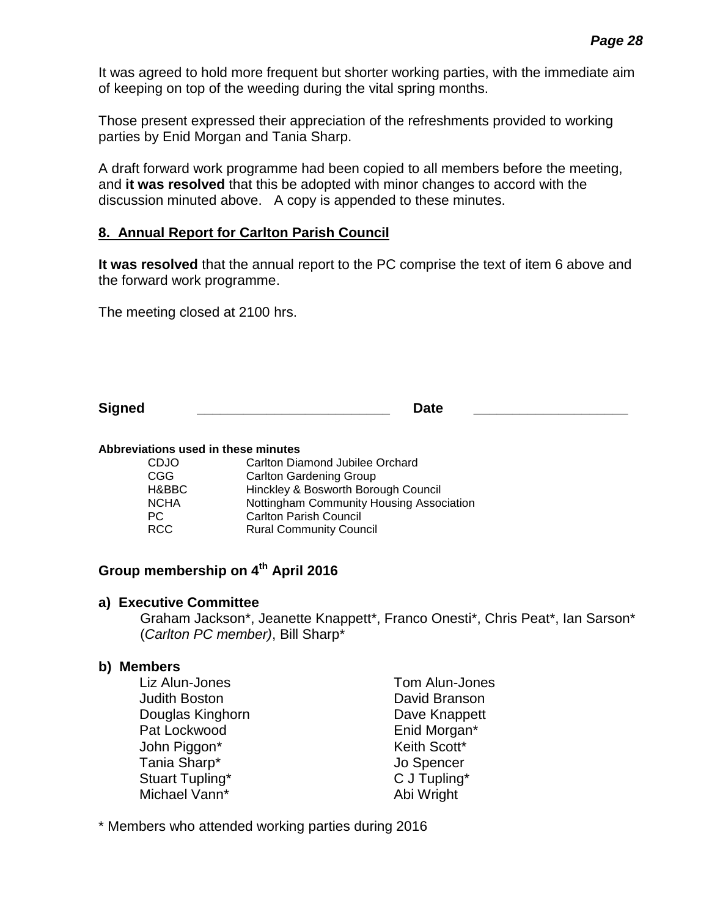It was agreed to hold more frequent but shorter working parties, with the immediate aim of keeping on top of the weeding during the vital spring months.

Those present expressed their appreciation of the refreshments provided to working parties by Enid Morgan and Tania Sharp.

A draft forward work programme had been copied to all members before the meeting, and **it was resolved** that this be adopted with minor changes to accord with the discussion minuted above. A copy is appended to these minutes.

## 8. Annual Report for Carlton Parish Council

**It was resolved** that the annual report to the PC comprise the text of item 6 above and the forward work programme.

The meeting closed at 2100 hrs.

**Signed** _________________________ **Date** ____________________

**Abbreviations used in these minutes**

| | |
|---|---|
| CDJO | Carlton Diamond Jubilee Orchard |
| CGG | Carlton Gardening Group |
| H&BBC | Hinckley & Bosworth Borough Council |
| NCHA | Nottingham Community Housing Association |
| PC | Carlton Parish Council |
| RCC | Rural Community Council |

## Group membership on 4th April 2016

### a) Executive Committee

Graham Jackson*, Jeanette Knappett*, Franco Onesti*, Chris Peat*, Ian Sarson* (*Carlton PC member)*, Bill Sharp*

### b) Members

| | |
|---|---|
| Liz Alun-Jones | Tom Alun-Jones |
| Judith Boston | David Branson |
| Douglas Kinghorn | Dave Knappett |
| Pat Lockwood | Enid Morgan* |
| John Piggon* | Keith Scott* |
| Tania Sharp* | Jo Spencer |
| Stuart Tupling* | C J Tupling* |
| Michael Vann* | Abi Wright |

\* Members who attended working parties during 2016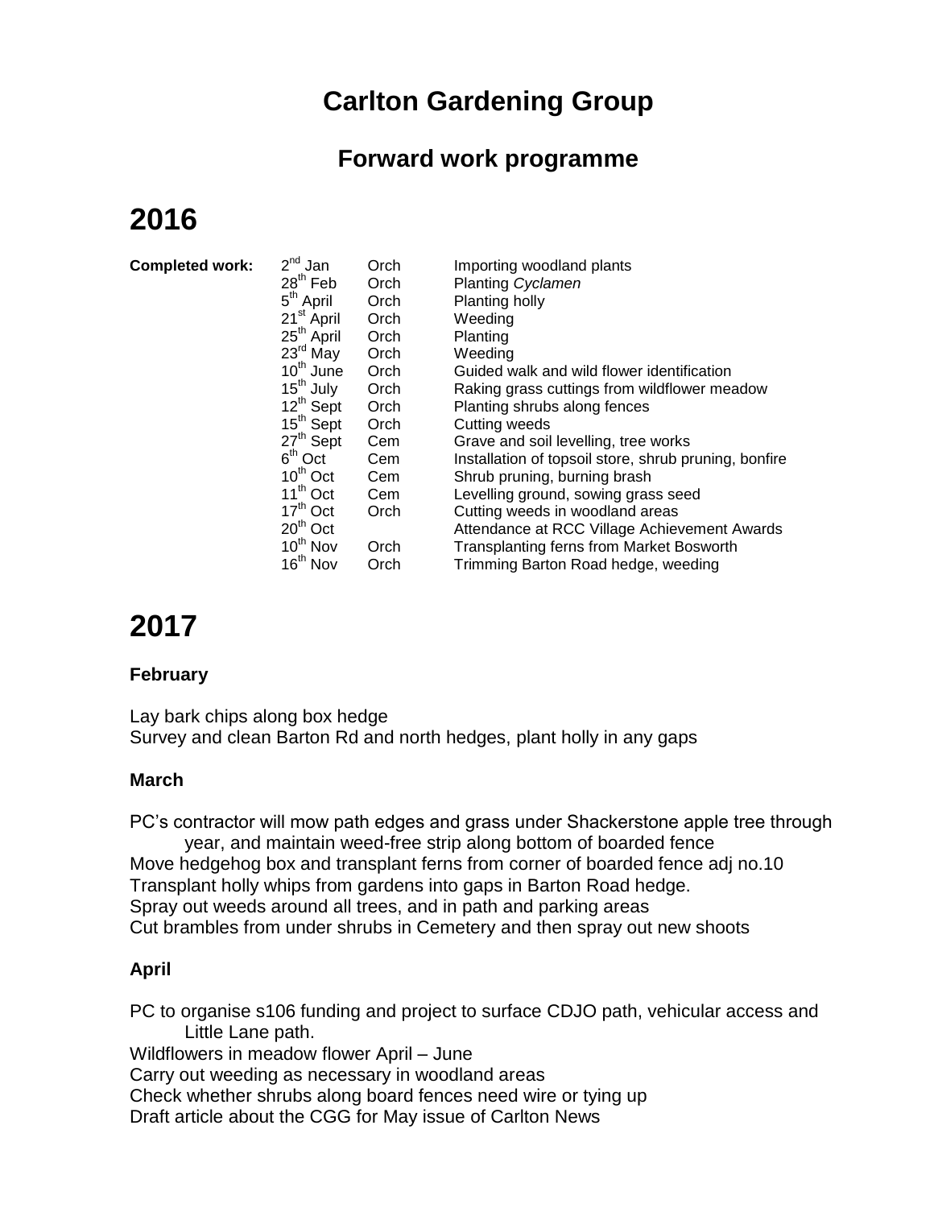# Carlton Gardening Group

## Forward work programme

# 2016

| Completed work: | | | |
|---|---|---|---|
| | 2nd Jan | Orch | Importing woodland plants |
| | 28th Feb | Orch | Planting *Cyclamen* |
| | 5th April | Orch | Planting holly |
| | 21st April | Orch | Weeding |
| | 25th April | Orch | Planting |
| | 23rd May | Orch | Weeding |
| | 10th June | Orch | Guided walk and wild flower identification |
| | 15th July | Orch | Raking grass cuttings from wildflower meadow |
| | 12th Sept | Orch | Planting shrubs along fences |
| | 15th Sept | Orch | Cutting weeds |
| | 27th Sept | Cem | Grave and soil levelling, tree works |
| | 6th Oct | Cem | Installation of topsoil store, shrub pruning, bonfire |
| | 10th Oct | Cem | Shrub pruning, burning brash |
| | 11th Oct | Cem | Levelling ground, sowing grass seed |
| | 17th Oct | Orch | Cutting weeds in woodland areas |
| | 20th Oct | | Attendance at RCC Village Achievement Awards |
| | 10th Nov | Orch | Transplanting ferns from Market Bosworth |
| | 16th Nov | Orch | Trimming Barton Road hedge, weeding |

# 2017

### February

Lay bark chips along box hedge
Survey and clean Barton Rd and north hedges, plant holly in any gaps

### March

PC's contractor will mow path edges and grass under Shackerstone apple tree through year, and maintain weed-free strip along bottom of boarded fence
Move hedgehog box and transplant ferns from corner of boarded fence adj no.10
Transplant holly whips from gardens into gaps in Barton Road hedge.
Spray out weeds around all trees, and in path and parking areas
Cut brambles from under shrubs in Cemetery and then spray out new shoots

### April

PC to organise s106 funding and project to surface CDJO path, vehicular access and Little Lane path.
Wildflowers in meadow flower April – June
Carry out weeding as necessary in woodland areas
Check whether shrubs along board fences need wire or tying up
Draft article about the CGG for May issue of Carlton News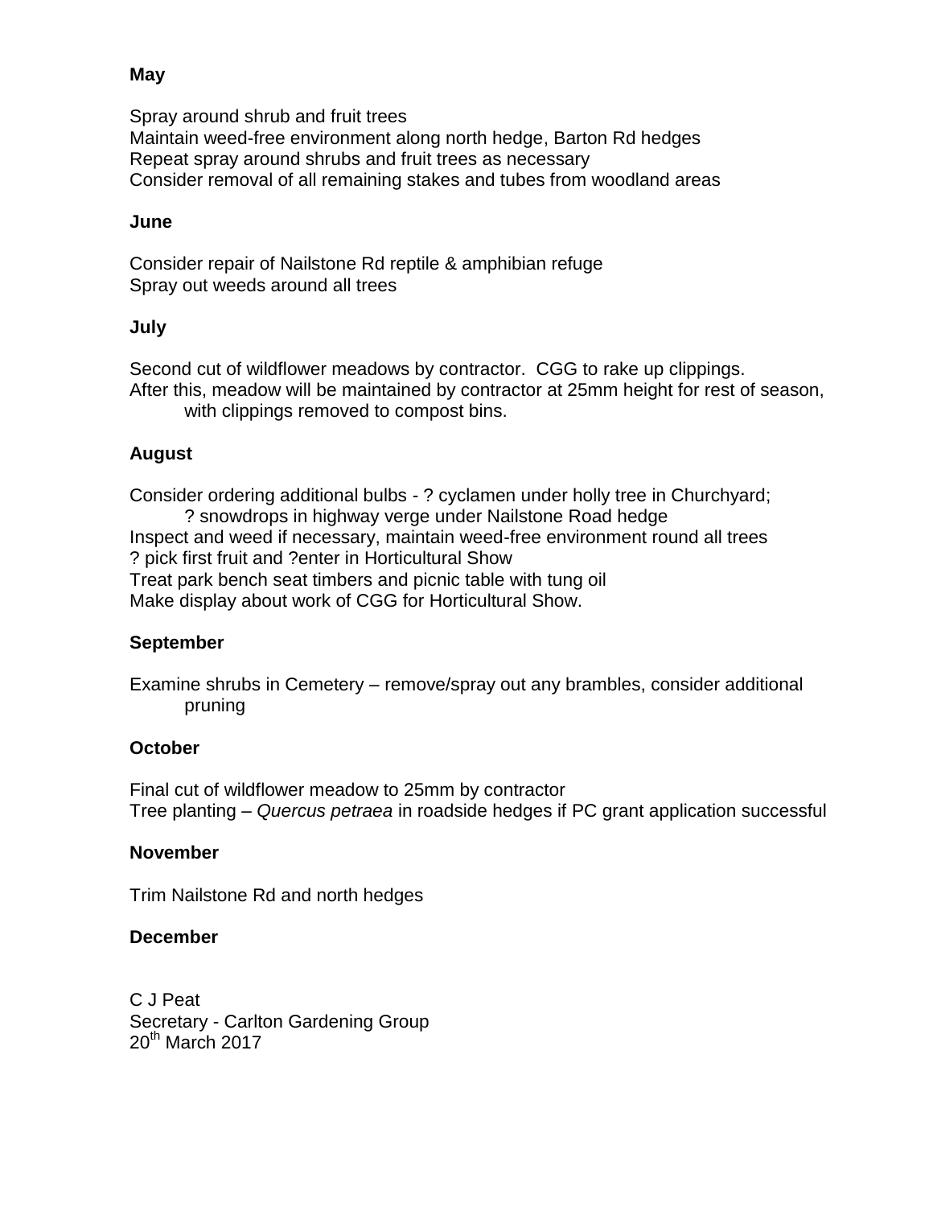**May**

Spray around shrub and fruit trees
Maintain weed-free environment along north hedge, Barton Rd hedges
Repeat spray around shrubs and fruit trees as necessary
Consider removal of all remaining stakes and tubes from woodland areas

**June**

Consider repair of Nailstone Rd reptile & amphibian refuge
Spray out weeds around all trees

**July**

Second cut of wildflower meadows by contractor. CGG to rake up clippings.
After this, meadow will be maintained by contractor at 25mm height for rest of season, with clippings removed to compost bins.

**August**

Consider ordering additional bulbs - ? cyclamen under holly tree in Churchyard; ? snowdrops in highway verge under Nailstone Road hedge
Inspect and weed if necessary, maintain weed-free environment round all trees
? pick first fruit and ?enter in Horticultural Show
Treat park bench seat timbers and picnic table with tung oil
Make display about work of CGG for Horticultural Show.

**September**

Examine shrubs in Cemetery – remove/spray out any brambles, consider additional pruning

**October**

Final cut of wildflower meadow to 25mm by contractor
Tree planting – *Quercus petraea* in roadside hedges if PC grant application successful

**November**

Trim Nailstone Rd and north hedges

**December**

C J Peat
Secretary - Carlton Gardening Group
20th March 2017